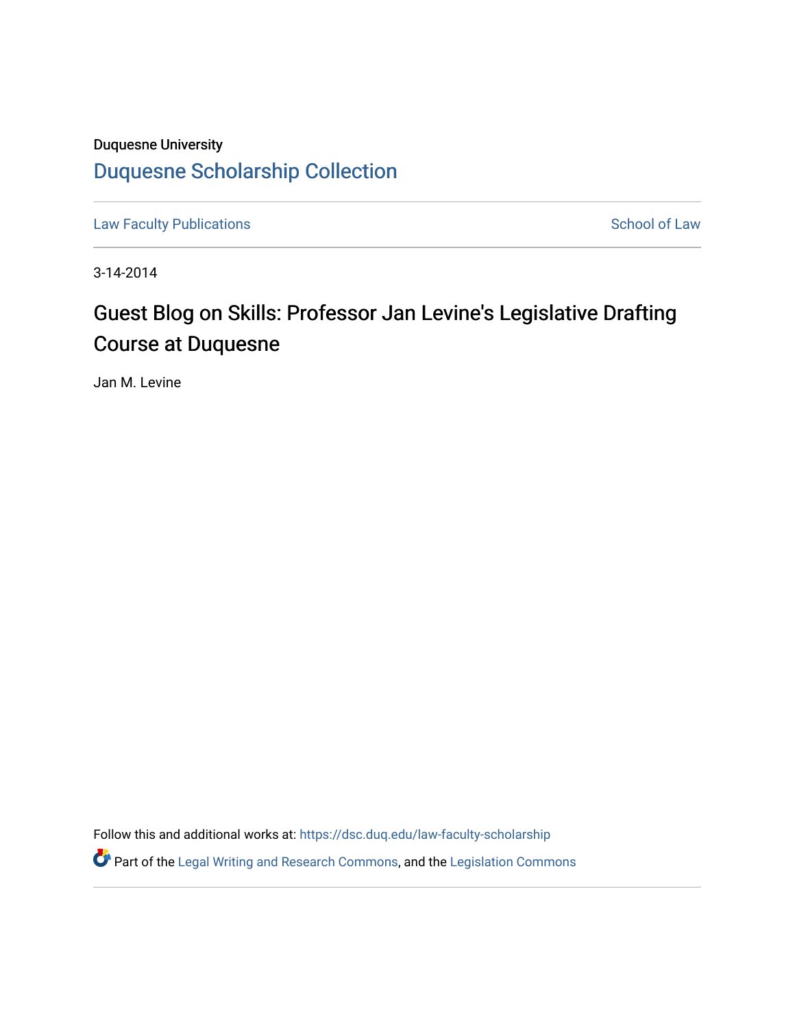Duquesne University

# Duquesne Scholarship Collection

Law Faculty Publications

School of Law

3-14-2014

## Guest Blog on Skills: Professor Jan Levine's Legislative Drafting Course at Duquesne

Jan M. Levine

Follow this and additional works at: https://dsc.duq.edu/law-faculty-scholarship

Part of the Legal Writing and Research Commons, and the Legislation Commons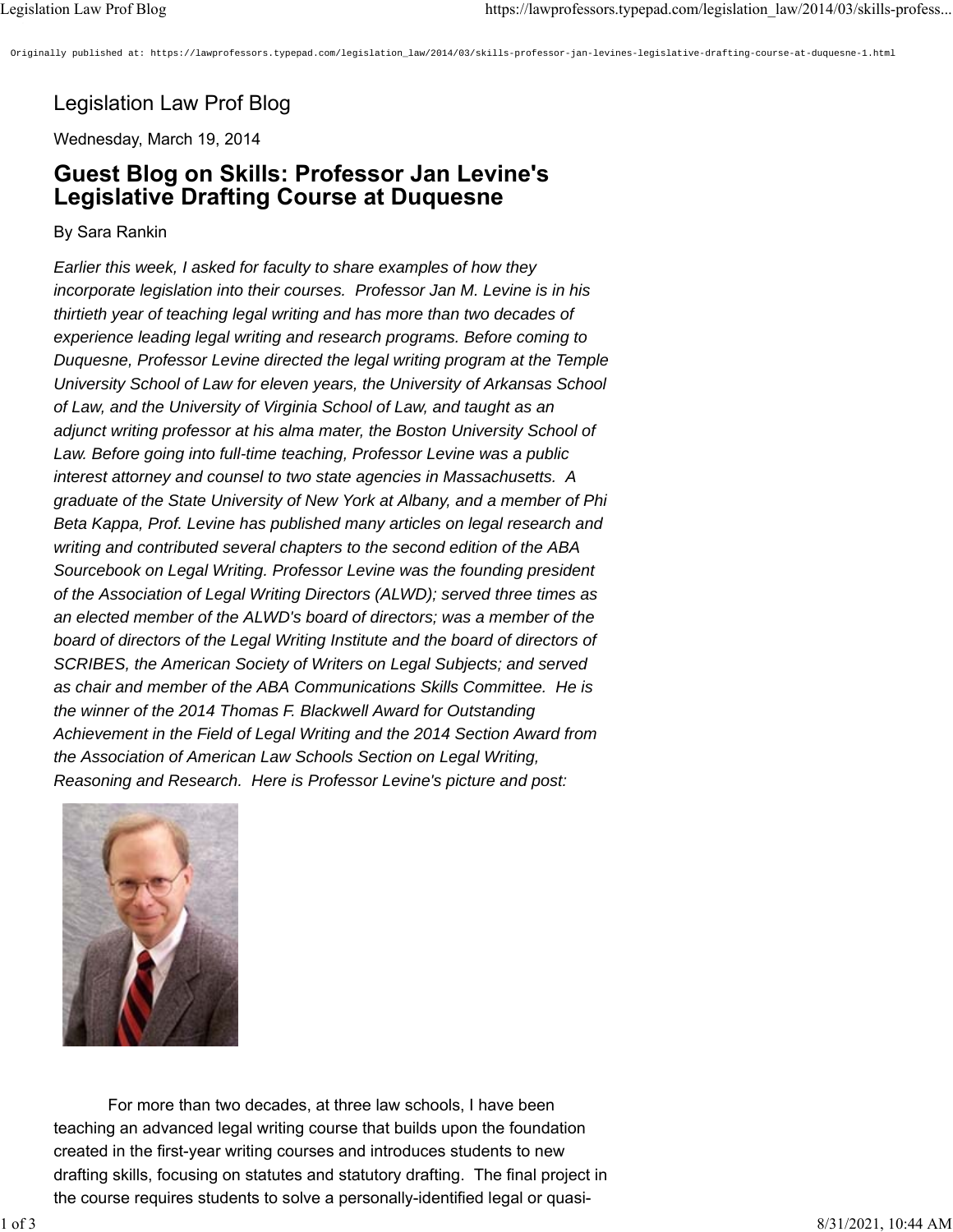Originally published at: https://lawprofessors.typepad.com/legislation_law/2014/03/skills-professor-jan-levines-legislative-drafting-course-at-duquesne-1.html

Legislation Law Prof Blog

Wednesday, March 19, 2014

# Guest Blog on Skills: Professor Jan Levine's Legislative Drafting Course at Duquesne

By Sara Rankin

*Earlier this week, I asked for faculty to share examples of how they incorporate legislation into their courses. Professor Jan M. Levine is in his thirtieth year of teaching legal writing and has more than two decades of experience leading legal writing and research programs. Before coming to Duquesne, Professor Levine directed the legal writing program at the Temple University School of Law for eleven years, the University of Arkansas School of Law, and the University of Virginia School of Law, and taught as an adjunct writing professor at his alma mater, the Boston University School of Law. Before going into full-time teaching, Professor Levine was a public interest attorney and counsel to two state agencies in Massachusetts. A graduate of the State University of New York at Albany, and a member of Phi Beta Kappa, Prof. Levine has published many articles on legal research and writing and contributed several chapters to the second edition of the ABA Sourcebook on Legal Writing. Professor Levine was the founding president of the Association of Legal Writing Directors (ALWD); served three times as an elected member of the ALWD's board of directors; was a member of the board of directors of the Legal Writing Institute and the board of directors of SCRIBES, the American Society of Writers on Legal Subjects; and served as chair and member of the ABA Communications Skills Committee. He is the winner of the 2014 Thomas F. Blackwell Award for Outstanding Achievement in the Field of Legal Writing and the 2014 Section Award from the Association of American Law Schools Section on Legal Writing, Reasoning and Research. Here is Professor Levine's picture and post:*

For more than two decades, at three law schools, I have been teaching an advanced legal writing course that builds upon the foundation created in the first-year writing courses and introduces students to new drafting skills, focusing on statutes and statutory drafting. The final project in the course requires students to solve a personally-identified legal or quasi-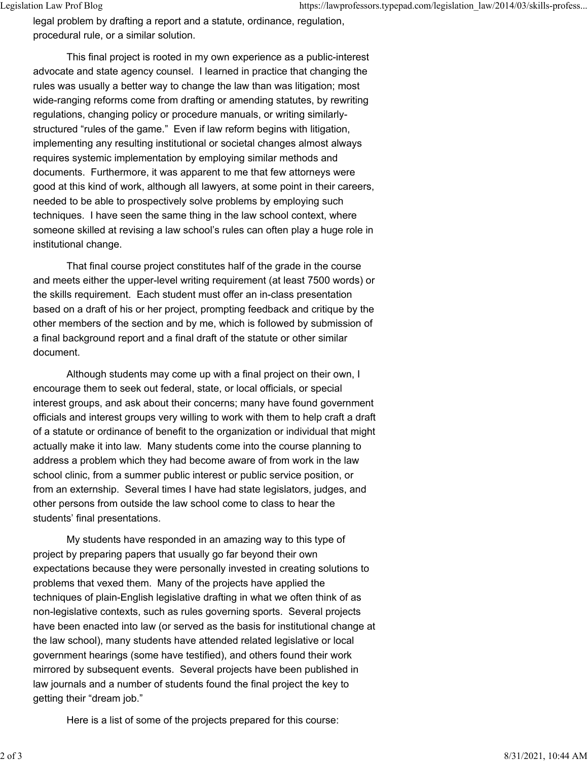legal problem by drafting a report and a statute, ordinance, regulation, procedural rule, or a similar solution.

This final project is rooted in my own experience as a public-interest advocate and state agency counsel. I learned in practice that changing the rules was usually a better way to change the law than was litigation; most wide-ranging reforms come from drafting or amending statutes, by rewriting regulations, changing policy or procedure manuals, or writing similarly-structured “rules of the game.” Even if law reform begins with litigation, implementing any resulting institutional or societal changes almost always requires systemic implementation by employing similar methods and documents. Furthermore, it was apparent to me that few attorneys were good at this kind of work, although all lawyers, at some point in their careers, needed to be able to prospectively solve problems by employing such techniques. I have seen the same thing in the law school context, where someone skilled at revising a law school’s rules can often play a huge role in institutional change.

That final course project constitutes half of the grade in the course and meets either the upper-level writing requirement (at least 7500 words) or the skills requirement. Each student must offer an in-class presentation based on a draft of his or her project, prompting feedback and critique by the other members of the section and by me, which is followed by submission of a final background report and a final draft of the statute or other similar document.

Although students may come up with a final project on their own, I encourage them to seek out federal, state, or local officials, or special interest groups, and ask about their concerns; many have found government officials and interest groups very willing to work with them to help craft a draft of a statute or ordinance of benefit to the organization or individual that might actually make it into law. Many students come into the course planning to address a problem which they had become aware of from work in the law school clinic, from a summer public interest or public service position, or from an externship. Several times I have had state legislators, judges, and other persons from outside the law school come to class to hear the students’ final presentations.

My students have responded in an amazing way to this type of project by preparing papers that usually go far beyond their own expectations because they were personally invested in creating solutions to problems that vexed them. Many of the projects have applied the techniques of plain-English legislative drafting in what we often think of as non-legislative contexts, such as rules governing sports. Several projects have been enacted into law (or served as the basis for institutional change at the law school), many students have attended related legislative or local government hearings (some have testified), and others found their work mirrored by subsequent events. Several projects have been published in law journals and a number of students found the final project the key to getting their “dream job.”

Here is a list of some of the projects prepared for this course: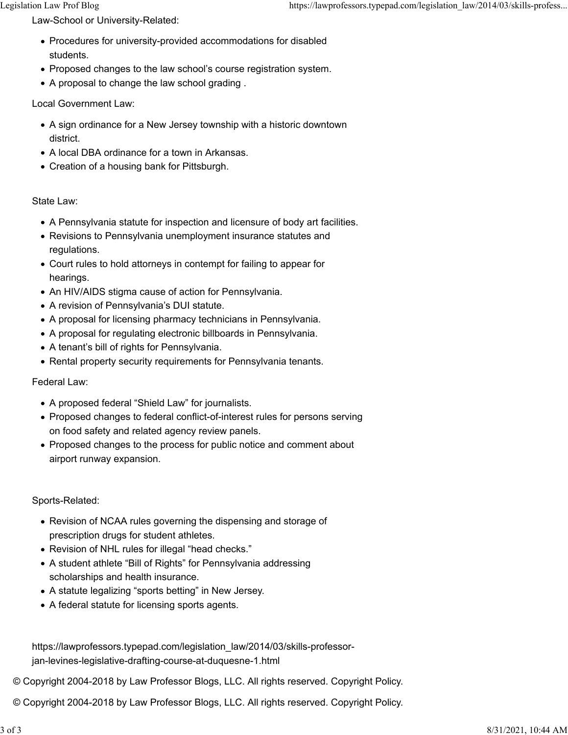Law-School or University-Related:

- Procedures for university-provided accommodations for disabled students.
- Proposed changes to the law school's course registration system.
- A proposal to change the law school grading .

Local Government Law:

- A sign ordinance for a New Jersey township with a historic downtown district.
- A local DBA ordinance for a town in Arkansas.
- Creation of a housing bank for Pittsburgh.

State Law:

- A Pennsylvania statute for inspection and licensure of body art facilities.
- Revisions to Pennsylvania unemployment insurance statutes and regulations.
- Court rules to hold attorneys in contempt for failing to appear for hearings.
- An HIV/AIDS stigma cause of action for Pennsylvania.
- A revision of Pennsylvania's DUI statute.
- A proposal for licensing pharmacy technicians in Pennsylvania.
- A proposal for regulating electronic billboards in Pennsylvania.
- A tenant's bill of rights for Pennsylvania.
- Rental property security requirements for Pennsylvania tenants.

Federal Law:

- A proposed federal "Shield Law" for journalists.
- Proposed changes to federal conflict-of-interest rules for persons serving on food safety and related agency review panels.
- Proposed changes to the process for public notice and comment about airport runway expansion.

Sports-Related:

- Revision of NCAA rules governing the dispensing and storage of prescription drugs for student athletes.
- Revision of NHL rules for illegal "head checks."
- A student athlete "Bill of Rights" for Pennsylvania addressing scholarships and health insurance.
- A statute legalizing "sports betting" in New Jersey.
- A federal statute for licensing sports agents.

https://lawprofessors.typepad.com/legislation_law/2014/03/skills-professor-jan-levines-legislative-drafting-course-at-duquesne-1.html

© Copyright 2004-2018 by Law Professor Blogs, LLC. All rights reserved. Copyright Policy.

© Copyright 2004-2018 by Law Professor Blogs, LLC. All rights reserved. Copyright Policy.